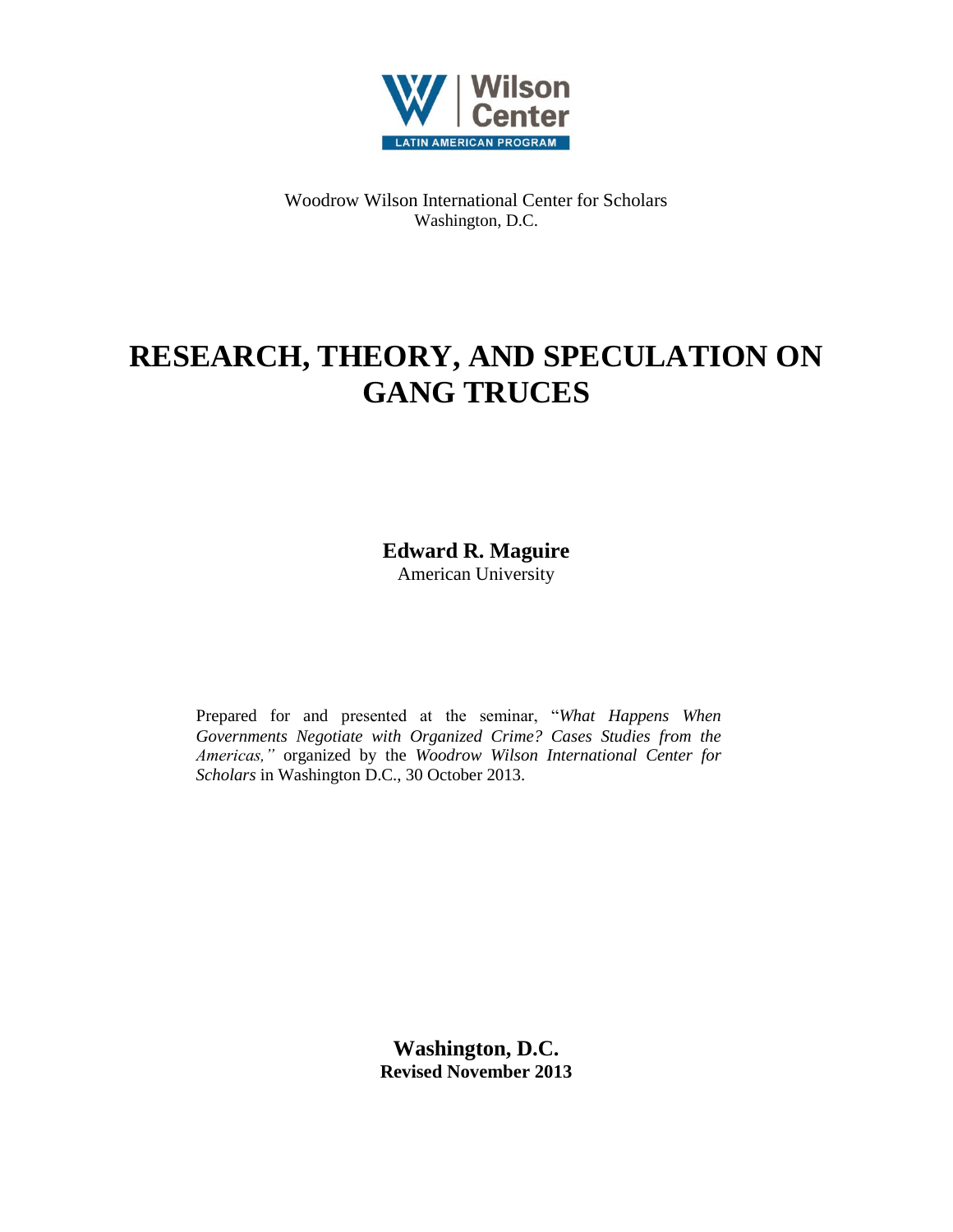Wilson Center
LATIN AMERICAN PROGRAM

Woodrow Wilson International Center for Scholars
Washington, D.C.

# RESEARCH, THEORY, AND SPECULATION ON GANG TRUCES

**Edward R. Maguire**
American University

Prepared for and presented at the seminar, "*What Happens When Governments Negotiate with Organized Crime? Cases Studies from the Americas,"* organized by the *Woodrow Wilson International Center for Scholars* in Washington D.C., 30 October 2013.

**Washington, D.C.**
**Revised November 2013**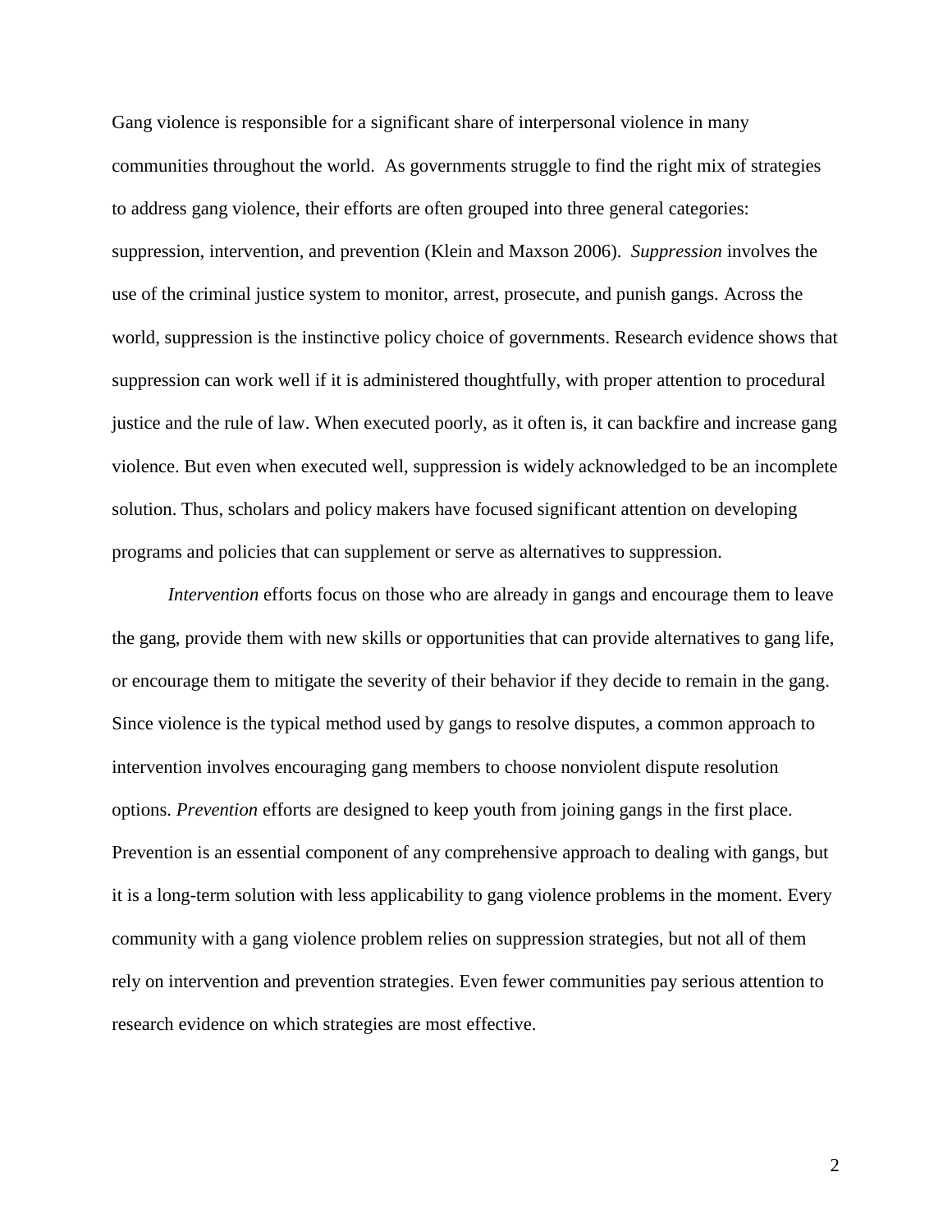Gang violence is responsible for a significant share of interpersonal violence in many communities throughout the world. As governments struggle to find the right mix of strategies to address gang violence, their efforts are often grouped into three general categories: suppression, intervention, and prevention (Klein and Maxson 2006). *Suppression* involves the use of the criminal justice system to monitor, arrest, prosecute, and punish gangs. Across the world, suppression is the instinctive policy choice of governments. Research evidence shows that suppression can work well if it is administered thoughtfully, with proper attention to procedural justice and the rule of law. When executed poorly, as it often is, it can backfire and increase gang violence. But even when executed well, suppression is widely acknowledged to be an incomplete solution. Thus, scholars and policy makers have focused significant attention on developing programs and policies that can supplement or serve as alternatives to suppression.

*Intervention* efforts focus on those who are already in gangs and encourage them to leave the gang, provide them with new skills or opportunities that can provide alternatives to gang life, or encourage them to mitigate the severity of their behavior if they decide to remain in the gang. Since violence is the typical method used by gangs to resolve disputes, a common approach to intervention involves encouraging gang members to choose nonviolent dispute resolution options. *Prevention* efforts are designed to keep youth from joining gangs in the first place. Prevention is an essential component of any comprehensive approach to dealing with gangs, but it is a long-term solution with less applicability to gang violence problems in the moment. Every community with a gang violence problem relies on suppression strategies, but not all of them rely on intervention and prevention strategies. Even fewer communities pay serious attention to research evidence on which strategies are most effective.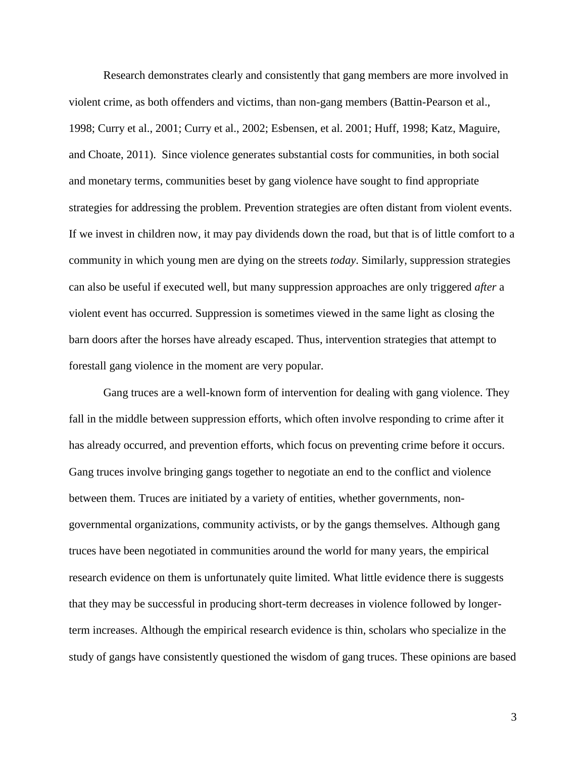Research demonstrates clearly and consistently that gang members are more involved in violent crime, as both offenders and victims, than non-gang members (Battin-Pearson et al., 1998; Curry et al., 2001; Curry et al., 2002; Esbensen, et al. 2001; Huff, 1998; Katz, Maguire, and Choate, 2011). Since violence generates substantial costs for communities, in both social and monetary terms, communities beset by gang violence have sought to find appropriate strategies for addressing the problem. Prevention strategies are often distant from violent events. If we invest in children now, it may pay dividends down the road, but that is of little comfort to a community in which young men are dying on the streets *today*. Similarly, suppression strategies can also be useful if executed well, but many suppression approaches are only triggered *after* a violent event has occurred. Suppression is sometimes viewed in the same light as closing the barn doors after the horses have already escaped. Thus, intervention strategies that attempt to forestall gang violence in the moment are very popular.

Gang truces are a well-known form of intervention for dealing with gang violence. They fall in the middle between suppression efforts, which often involve responding to crime after it has already occurred, and prevention efforts, which focus on preventing crime before it occurs. Gang truces involve bringing gangs together to negotiate an end to the conflict and violence between them. Truces are initiated by a variety of entities, whether governments, non-governmental organizations, community activists, or by the gangs themselves. Although gang truces have been negotiated in communities around the world for many years, the empirical research evidence on them is unfortunately quite limited. What little evidence there is suggests that they may be successful in producing short-term decreases in violence followed by longer-term increases. Although the empirical research evidence is thin, scholars who specialize in the study of gangs have consistently questioned the wisdom of gang truces. These opinions are based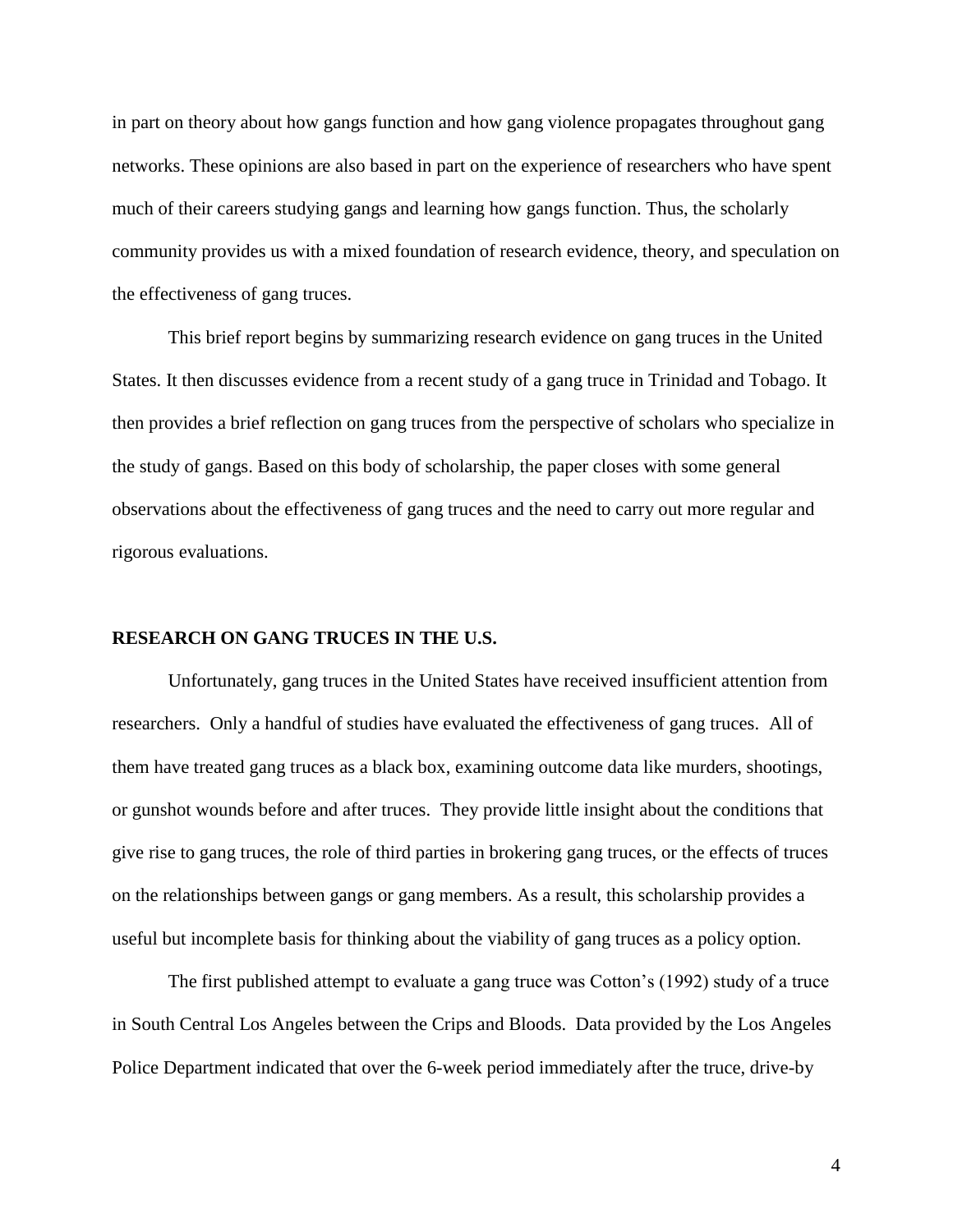in part on theory about how gangs function and how gang violence propagates throughout gang networks. These opinions are also based in part on the experience of researchers who have spent much of their careers studying gangs and learning how gangs function. Thus, the scholarly community provides us with a mixed foundation of research evidence, theory, and speculation on the effectiveness of gang truces.

This brief report begins by summarizing research evidence on gang truces in the United States. It then discusses evidence from a recent study of a gang truce in Trinidad and Tobago. It then provides a brief reflection on gang truces from the perspective of scholars who specialize in the study of gangs. Based on this body of scholarship, the paper closes with some general observations about the effectiveness of gang truces and the need to carry out more regular and rigorous evaluations.

## RESEARCH ON GANG TRUCES IN THE U.S.

Unfortunately, gang truces in the United States have received insufficient attention from researchers. Only a handful of studies have evaluated the effectiveness of gang truces. All of them have treated gang truces as a black box, examining outcome data like murders, shootings, or gunshot wounds before and after truces. They provide little insight about the conditions that give rise to gang truces, the role of third parties in brokering gang truces, or the effects of truces on the relationships between gangs or gang members. As a result, this scholarship provides a useful but incomplete basis for thinking about the viability of gang truces as a policy option.

The first published attempt to evaluate a gang truce was Cotton's (1992) study of a truce in South Central Los Angeles between the Crips and Bloods. Data provided by the Los Angeles Police Department indicated that over the 6-week period immediately after the truce, drive-by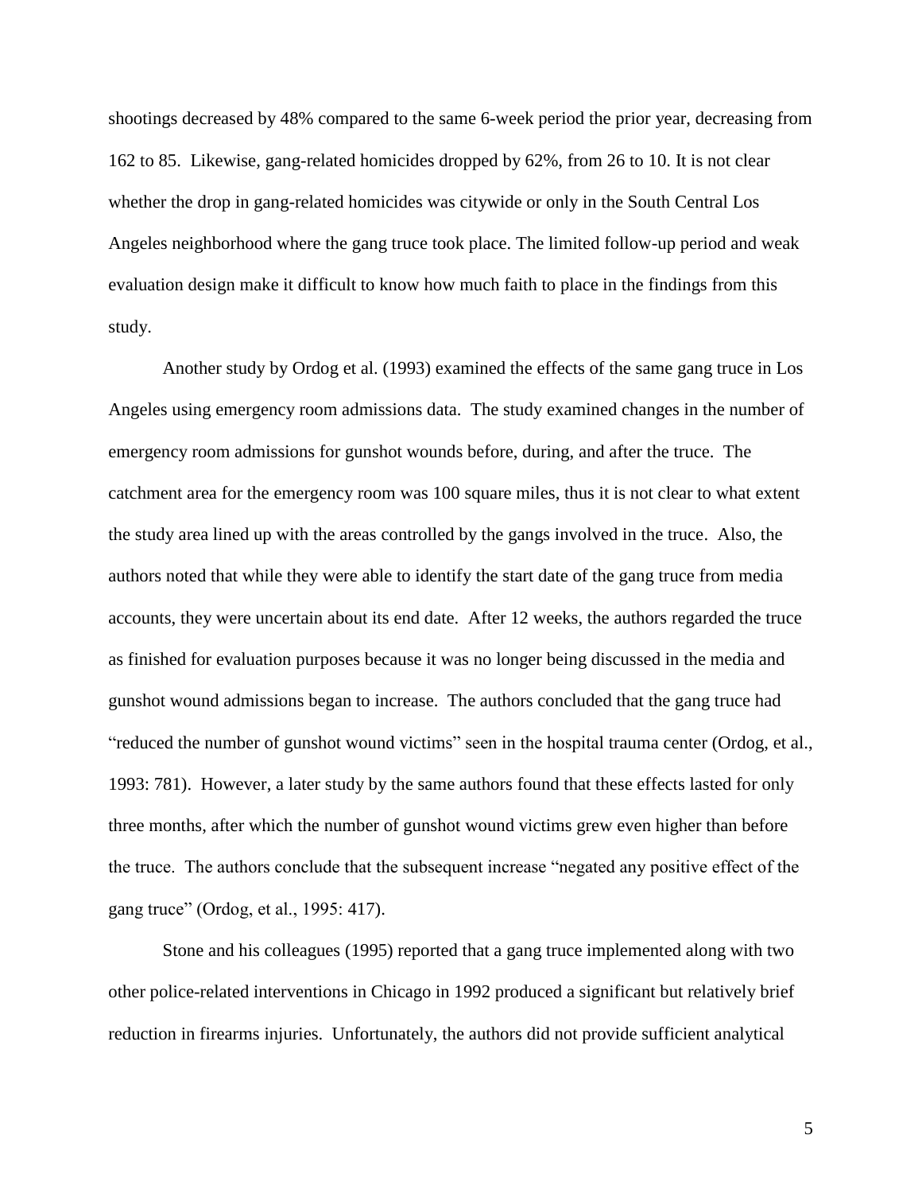shootings decreased by 48% compared to the same 6-week period the prior year, decreasing from 162 to 85. Likewise, gang-related homicides dropped by 62%, from 26 to 10. It is not clear whether the drop in gang-related homicides was citywide or only in the South Central Los Angeles neighborhood where the gang truce took place. The limited follow-up period and weak evaluation design make it difficult to know how much faith to place in the findings from this study.

Another study by Ordog et al. (1993) examined the effects of the same gang truce in Los Angeles using emergency room admissions data. The study examined changes in the number of emergency room admissions for gunshot wounds before, during, and after the truce. The catchment area for the emergency room was 100 square miles, thus it is not clear to what extent the study area lined up with the areas controlled by the gangs involved in the truce. Also, the authors noted that while they were able to identify the start date of the gang truce from media accounts, they were uncertain about its end date. After 12 weeks, the authors regarded the truce as finished for evaluation purposes because it was no longer being discussed in the media and gunshot wound admissions began to increase. The authors concluded that the gang truce had "reduced the number of gunshot wound victims" seen in the hospital trauma center (Ordog, et al., 1993: 781). However, a later study by the same authors found that these effects lasted for only three months, after which the number of gunshot wound victims grew even higher than before the truce. The authors conclude that the subsequent increase "negated any positive effect of the gang truce" (Ordog, et al., 1995: 417).

Stone and his colleagues (1995) reported that a gang truce implemented along with two other police-related interventions in Chicago in 1992 produced a significant but relatively brief reduction in firearms injuries. Unfortunately, the authors did not provide sufficient analytical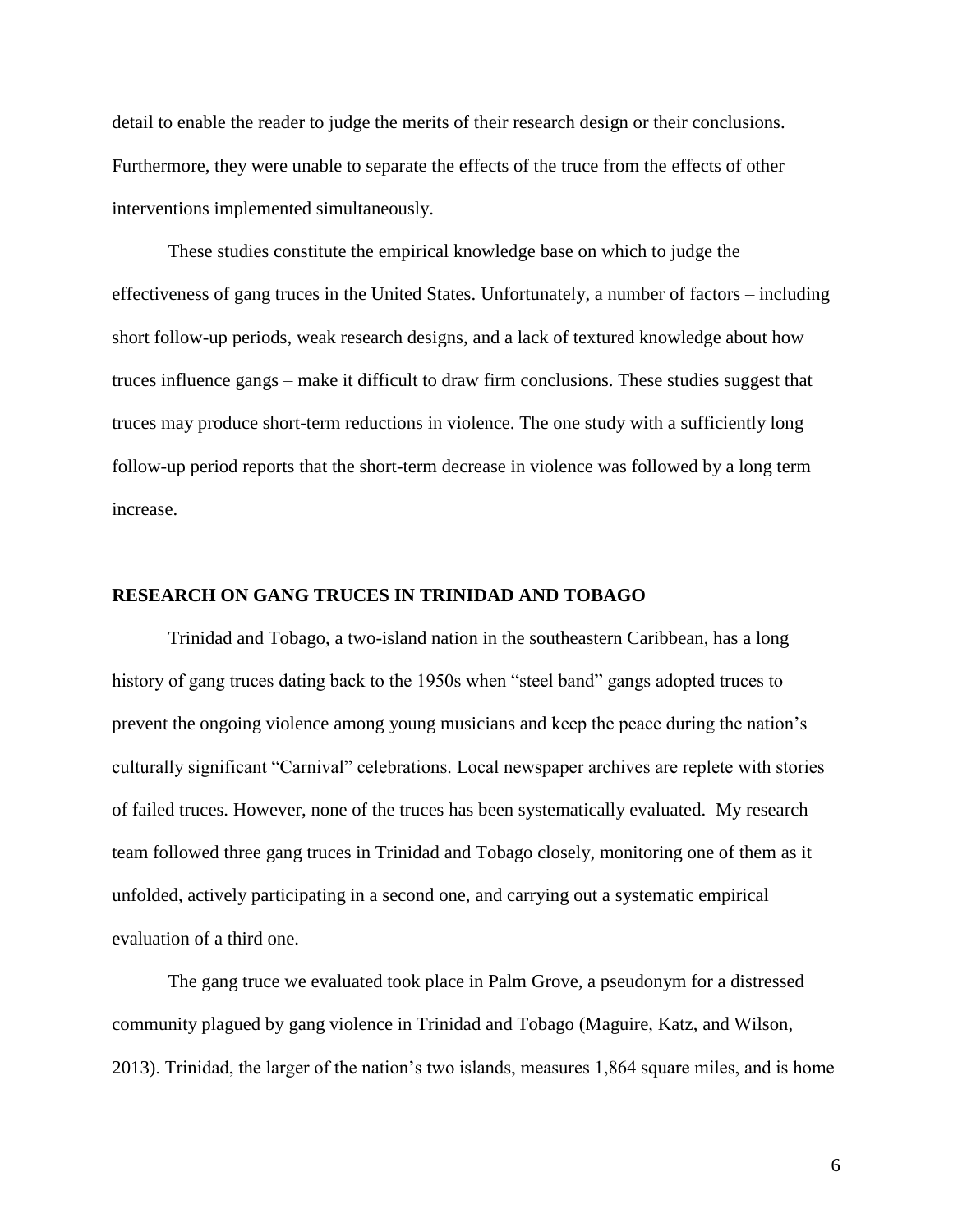detail to enable the reader to judge the merits of their research design or their conclusions. Furthermore, they were unable to separate the effects of the truce from the effects of other interventions implemented simultaneously.

These studies constitute the empirical knowledge base on which to judge the effectiveness of gang truces in the United States. Unfortunately, a number of factors – including short follow-up periods, weak research designs, and a lack of textured knowledge about how truces influence gangs – make it difficult to draw firm conclusions. These studies suggest that truces may produce short-term reductions in violence. The one study with a sufficiently long follow-up period reports that the short-term decrease in violence was followed by a long term increase.

## RESEARCH ON GANG TRUCES IN TRINIDAD AND TOBAGO

Trinidad and Tobago, a two-island nation in the southeastern Caribbean, has a long history of gang truces dating back to the 1950s when "steel band" gangs adopted truces to prevent the ongoing violence among young musicians and keep the peace during the nation's culturally significant "Carnival" celebrations. Local newspaper archives are replete with stories of failed truces. However, none of the truces has been systematically evaluated. My research team followed three gang truces in Trinidad and Tobago closely, monitoring one of them as it unfolded, actively participating in a second one, and carrying out a systematic empirical evaluation of a third one.

The gang truce we evaluated took place in Palm Grove, a pseudonym for a distressed community plagued by gang violence in Trinidad and Tobago (Maguire, Katz, and Wilson, 2013). Trinidad, the larger of the nation's two islands, measures 1,864 square miles, and is home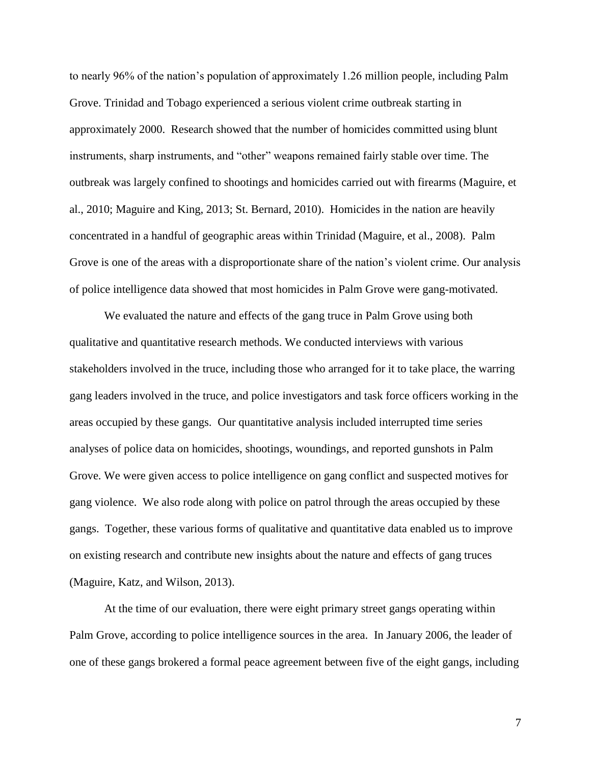to nearly 96% of the nation's population of approximately 1.26 million people, including Palm Grove. Trinidad and Tobago experienced a serious violent crime outbreak starting in approximately 2000. Research showed that the number of homicides committed using blunt instruments, sharp instruments, and "other" weapons remained fairly stable over time. The outbreak was largely confined to shootings and homicides carried out with firearms (Maguire, et al., 2010; Maguire and King, 2013; St. Bernard, 2010). Homicides in the nation are heavily concentrated in a handful of geographic areas within Trinidad (Maguire, et al., 2008). Palm Grove is one of the areas with a disproportionate share of the nation's violent crime. Our analysis of police intelligence data showed that most homicides in Palm Grove were gang-motivated.

We evaluated the nature and effects of the gang truce in Palm Grove using both qualitative and quantitative research methods. We conducted interviews with various stakeholders involved in the truce, including those who arranged for it to take place, the warring gang leaders involved in the truce, and police investigators and task force officers working in the areas occupied by these gangs. Our quantitative analysis included interrupted time series analyses of police data on homicides, shootings, woundings, and reported gunshots in Palm Grove. We were given access to police intelligence on gang conflict and suspected motives for gang violence. We also rode along with police on patrol through the areas occupied by these gangs. Together, these various forms of qualitative and quantitative data enabled us to improve on existing research and contribute new insights about the nature and effects of gang truces (Maguire, Katz, and Wilson, 2013).

At the time of our evaluation, there were eight primary street gangs operating within Palm Grove, according to police intelligence sources in the area. In January 2006, the leader of one of these gangs brokered a formal peace agreement between five of the eight gangs, including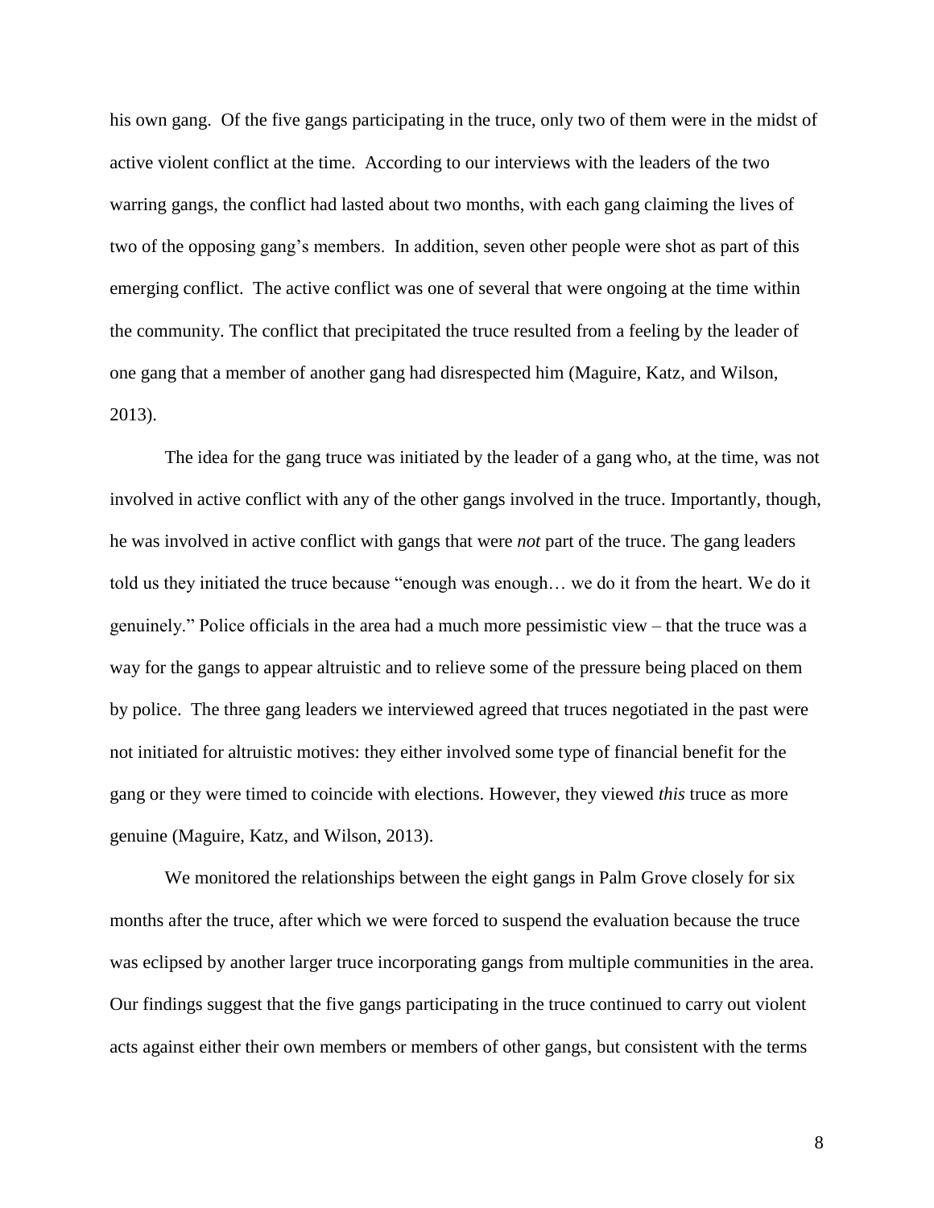his own gang. Of the five gangs participating in the truce, only two of them were in the midst of active violent conflict at the time. According to our interviews with the leaders of the two warring gangs, the conflict had lasted about two months, with each gang claiming the lives of two of the opposing gang's members. In addition, seven other people were shot as part of this emerging conflict. The active conflict was one of several that were ongoing at the time within the community. The conflict that precipitated the truce resulted from a feeling by the leader of one gang that a member of another gang had disrespected him (Maguire, Katz, and Wilson, 2013).

The idea for the gang truce was initiated by the leader of a gang who, at the time, was not involved in active conflict with any of the other gangs involved in the truce. Importantly, though, he was involved in active conflict with gangs that were *not* part of the truce. The gang leaders told us they initiated the truce because "enough was enough… we do it from the heart. We do it genuinely." Police officials in the area had a much more pessimistic view – that the truce was a way for the gangs to appear altruistic and to relieve some of the pressure being placed on them by police. The three gang leaders we interviewed agreed that truces negotiated in the past were not initiated for altruistic motives: they either involved some type of financial benefit for the gang or they were timed to coincide with elections. However, they viewed *this* truce as more genuine (Maguire, Katz, and Wilson, 2013).

We monitored the relationships between the eight gangs in Palm Grove closely for six months after the truce, after which we were forced to suspend the evaluation because the truce was eclipsed by another larger truce incorporating gangs from multiple communities in the area. Our findings suggest that the five gangs participating in the truce continued to carry out violent acts against either their own members or members of other gangs, but consistent with the terms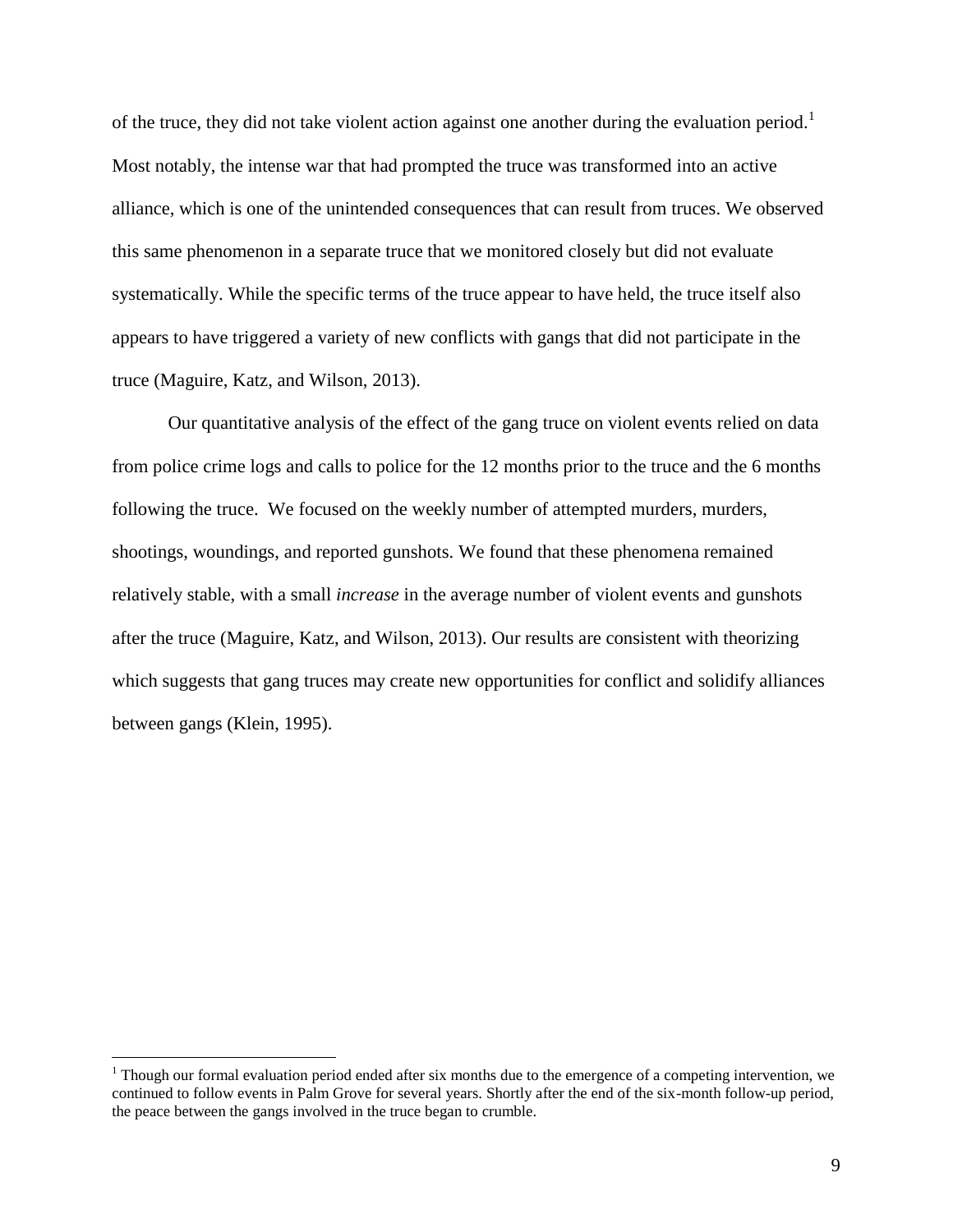of the truce, they did not take violent action against one another during the evaluation period.[1] Most notably, the intense war that had prompted the truce was transformed into an active alliance, which is one of the unintended consequences that can result from truces. We observed this same phenomenon in a separate truce that we monitored closely but did not evaluate systematically. While the specific terms of the truce appear to have held, the truce itself also appears to have triggered a variety of new conflicts with gangs that did not participate in the truce (Maguire, Katz, and Wilson, 2013).

Our quantitative analysis of the effect of the gang truce on violent events relied on data from police crime logs and calls to police for the 12 months prior to the truce and the 6 months following the truce. We focused on the weekly number of attempted murders, murders, shootings, woundings, and reported gunshots. We found that these phenomena remained relatively stable, with a small *increase* in the average number of violent events and gunshots after the truce (Maguire, Katz, and Wilson, 2013). Our results are consistent with theorizing which suggests that gang truces may create new opportunities for conflict and solidify alliances between gangs (Klein, 1995).

[1] Though our formal evaluation period ended after six months due to the emergence of a competing intervention, we continued to follow events in Palm Grove for several years. Shortly after the end of the six-month follow-up period, the peace between the gangs involved in the truce began to crumble.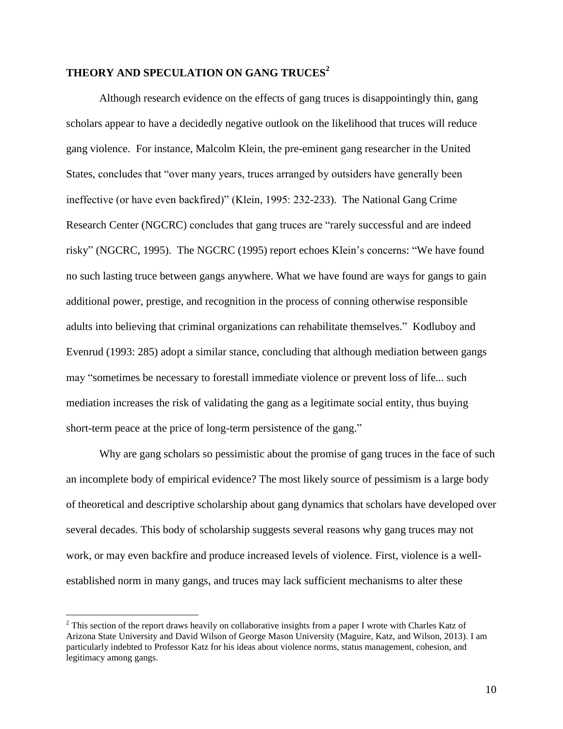## THEORY AND SPECULATION ON GANG TRUCES[2]

Although research evidence on the effects of gang truces is disappointingly thin, gang scholars appear to have a decidedly negative outlook on the likelihood that truces will reduce gang violence. For instance, Malcolm Klein, the pre-eminent gang researcher in the United States, concludes that "over many years, truces arranged by outsiders have generally been ineffective (or have even backfired)" (Klein, 1995: 232-233). The National Gang Crime Research Center (NGCRC) concludes that gang truces are "rarely successful and are indeed risky" (NGCRC, 1995). The NGCRC (1995) report echoes Klein's concerns: "We have found no such lasting truce between gangs anywhere. What we have found are ways for gangs to gain additional power, prestige, and recognition in the process of conning otherwise responsible adults into believing that criminal organizations can rehabilitate themselves." Kodluboy and Evenrud (1993: 285) adopt a similar stance, concluding that although mediation between gangs may "sometimes be necessary to forestall immediate violence or prevent loss of life... such mediation increases the risk of validating the gang as a legitimate social entity, thus buying short-term peace at the price of long-term persistence of the gang."

Why are gang scholars so pessimistic about the promise of gang truces in the face of such an incomplete body of empirical evidence? The most likely source of pessimism is a large body of theoretical and descriptive scholarship about gang dynamics that scholars have developed over several decades. This body of scholarship suggests several reasons why gang truces may not work, or may even backfire and produce increased levels of violence. First, violence is a well-established norm in many gangs, and truces may lack sufficient mechanisms to alter these

---

[2] This section of the report draws heavily on collaborative insights from a paper I wrote with Charles Katz of Arizona State University and David Wilson of George Mason University (Maguire, Katz, and Wilson, 2013). I am particularly indebted to Professor Katz for his ideas about violence norms, status management, cohesion, and legitimacy among gangs.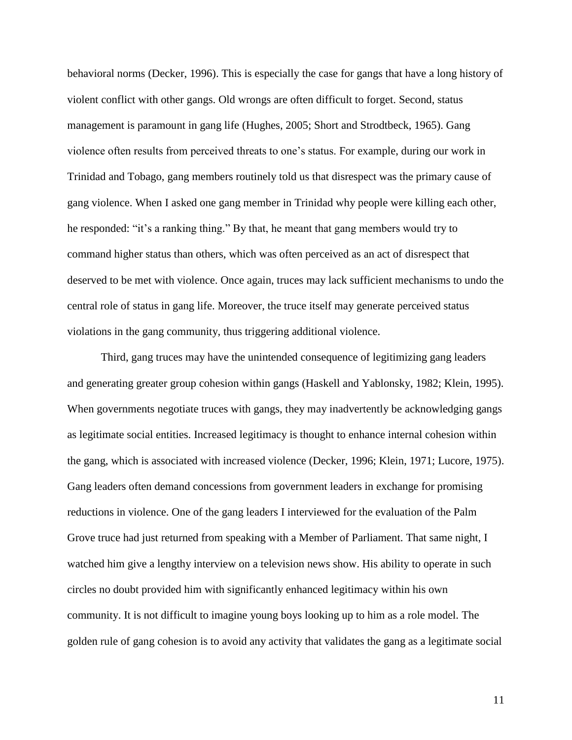behavioral norms (Decker, 1996). This is especially the case for gangs that have a long history of violent conflict with other gangs. Old wrongs are often difficult to forget. Second, status management is paramount in gang life (Hughes, 2005; Short and Strodtbeck, 1965). Gang violence often results from perceived threats to one's status. For example, during our work in Trinidad and Tobago, gang members routinely told us that disrespect was the primary cause of gang violence. When I asked one gang member in Trinidad why people were killing each other, he responded: "it's a ranking thing." By that, he meant that gang members would try to command higher status than others, which was often perceived as an act of disrespect that deserved to be met with violence. Once again, truces may lack sufficient mechanisms to undo the central role of status in gang life. Moreover, the truce itself may generate perceived status violations in the gang community, thus triggering additional violence.

Third, gang truces may have the unintended consequence of legitimizing gang leaders and generating greater group cohesion within gangs (Haskell and Yablonsky, 1982; Klein, 1995). When governments negotiate truces with gangs, they may inadvertently be acknowledging gangs as legitimate social entities. Increased legitimacy is thought to enhance internal cohesion within the gang, which is associated with increased violence (Decker, 1996; Klein, 1971; Lucore, 1975). Gang leaders often demand concessions from government leaders in exchange for promising reductions in violence. One of the gang leaders I interviewed for the evaluation of the Palm Grove truce had just returned from speaking with a Member of Parliament. That same night, I watched him give a lengthy interview on a television news show. His ability to operate in such circles no doubt provided him with significantly enhanced legitimacy within his own community. It is not difficult to imagine young boys looking up to him as a role model. The golden rule of gang cohesion is to avoid any activity that validates the gang as a legitimate social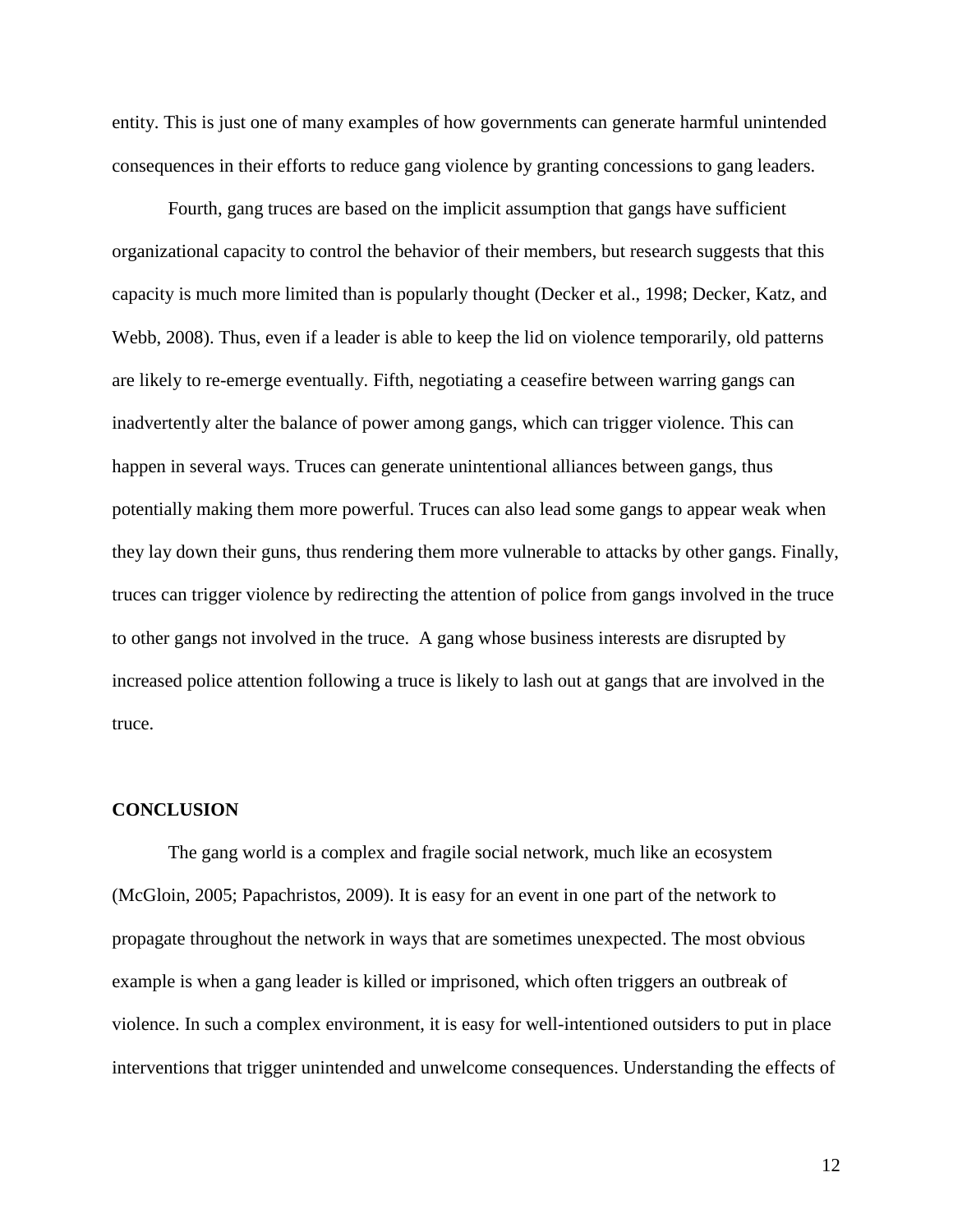entity. This is just one of many examples of how governments can generate harmful unintended consequences in their efforts to reduce gang violence by granting concessions to gang leaders.

Fourth, gang truces are based on the implicit assumption that gangs have sufficient organizational capacity to control the behavior of their members, but research suggests that this capacity is much more limited than is popularly thought (Decker et al., 1998; Decker, Katz, and Webb, 2008). Thus, even if a leader is able to keep the lid on violence temporarily, old patterns are likely to re-emerge eventually. Fifth, negotiating a ceasefire between warring gangs can inadvertently alter the balance of power among gangs, which can trigger violence. This can happen in several ways. Truces can generate unintentional alliances between gangs, thus potentially making them more powerful. Truces can also lead some gangs to appear weak when they lay down their guns, thus rendering them more vulnerable to attacks by other gangs. Finally, truces can trigger violence by redirecting the attention of police from gangs involved in the truce to other gangs not involved in the truce. A gang whose business interests are disrupted by increased police attention following a truce is likely to lash out at gangs that are involved in the truce.

## CONCLUSION

The gang world is a complex and fragile social network, much like an ecosystem (McGloin, 2005; Papachristos, 2009). It is easy for an event in one part of the network to propagate throughout the network in ways that are sometimes unexpected. The most obvious example is when a gang leader is killed or imprisoned, which often triggers an outbreak of violence. In such a complex environment, it is easy for well-intentioned outsiders to put in place interventions that trigger unintended and unwelcome consequences. Understanding the effects of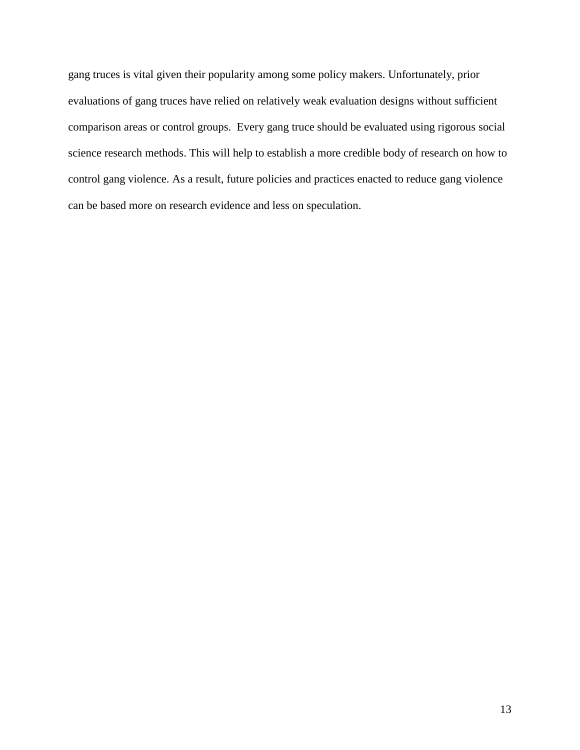gang truces is vital given their popularity among some policy makers. Unfortunately, prior evaluations of gang truces have relied on relatively weak evaluation designs without sufficient comparison areas or control groups.  Every gang truce should be evaluated using rigorous social science research methods. This will help to establish a more credible body of research on how to control gang violence. As a result, future policies and practices enacted to reduce gang violence can be based more on research evidence and less on speculation.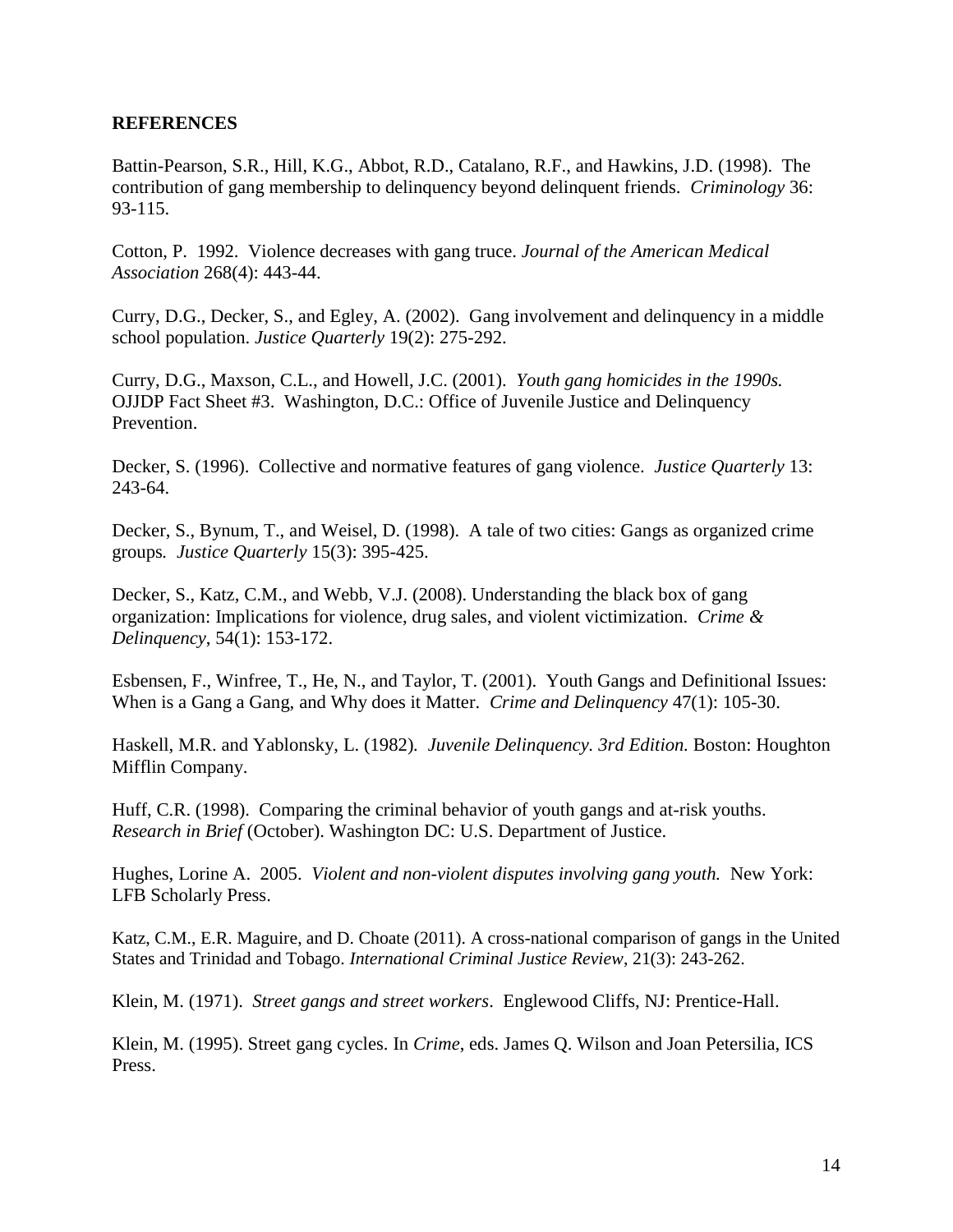**REFERENCES**

Battin-Pearson, S.R., Hill, K.G., Abbot, R.D., Catalano, R.F., and Hawkins, J.D. (1998). The contribution of gang membership to delinquency beyond delinquent friends. *Criminology* 36: 93-115.

Cotton, P. 1992. Violence decreases with gang truce. *Journal of the American Medical Association* 268(4): 443-44.

Curry, D.G., Decker, S., and Egley, A. (2002). Gang involvement and delinquency in a middle school population. *Justice Quarterly* 19(2): 275-292.

Curry, D.G., Maxson, C.L., and Howell, J.C. (2001). *Youth gang homicides in the 1990s.* OJJDP Fact Sheet #3. Washington, D.C.: Office of Juvenile Justice and Delinquency Prevention.

Decker, S. (1996). Collective and normative features of gang violence. *Justice Quarterly* 13: 243-64.

Decker, S., Bynum, T., and Weisel, D. (1998). A tale of two cities: Gangs as organized crime groups. *Justice Quarterly* 15(3): 395-425.

Decker, S., Katz, C.M., and Webb, V.J. (2008). Understanding the black box of gang organization: Implications for violence, drug sales, and violent victimization. *Crime & Delinquency*, 54(1): 153-172.

Esbensen, F., Winfree, T., He, N., and Taylor, T. (2001). Youth Gangs and Definitional Issues: When is a Gang a Gang, and Why does it Matter. *Crime and Delinquency* 47(1): 105-30.

Haskell, M.R. and Yablonsky, L. (1982). *Juvenile Delinquency. 3rd Edition.* Boston: Houghton Mifflin Company.

Huff, C.R. (1998). Comparing the criminal behavior of youth gangs and at-risk youths. *Research in Brief* (October). Washington DC: U.S. Department of Justice.

Hughes, Lorine A. 2005. *Violent and non-violent disputes involving gang youth.* New York: LFB Scholarly Press.

Katz, C.M., E.R. Maguire, and D. Choate (2011). A cross-national comparison of gangs in the United States and Trinidad and Tobago. *International Criminal Justice Review*, 21(3): 243-262.

Klein, M. (1971). *Street gangs and street workers*. Englewood Cliffs, NJ: Prentice-Hall.

Klein, M. (1995). Street gang cycles. In *Crime*, eds. James Q. Wilson and Joan Petersilia, ICS Press.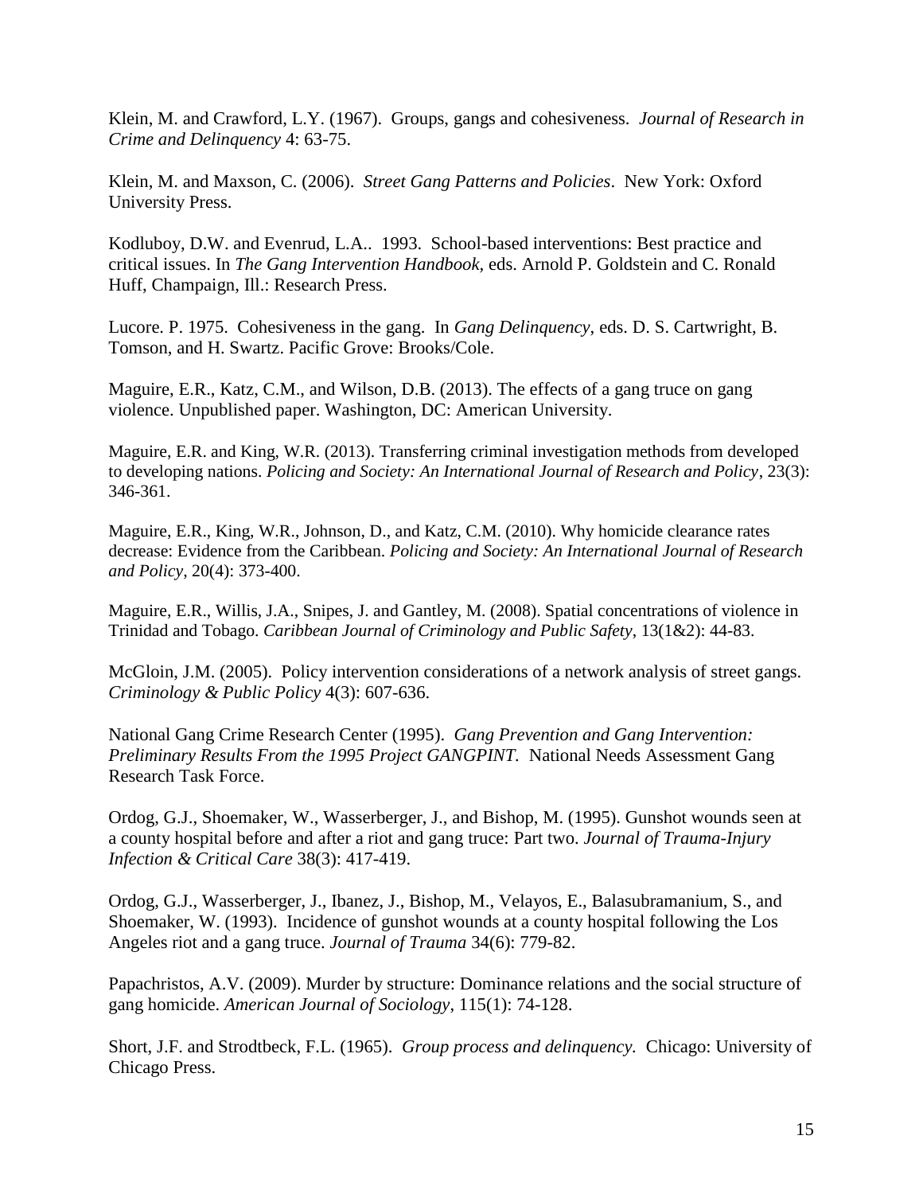Klein, M. and Crawford, L.Y. (1967). Groups, gangs and cohesiveness. *Journal of Research in Crime and Delinquency* 4: 63-75.

Klein, M. and Maxson, C. (2006). *Street Gang Patterns and Policies*. New York: Oxford University Press.

Kodluboy, D.W. and Evenrud, L.A.. 1993. School-based interventions: Best practice and critical issues. In *The Gang Intervention Handbook,* eds. Arnold P. Goldstein and C. Ronald Huff, Champaign, Ill.: Research Press.

Lucore. P. 1975. Cohesiveness in the gang. In *Gang Delinquency*, eds. D. S. Cartwright, B. Tomson, and H. Swartz. Pacific Grove: Brooks/Cole.

Maguire, E.R., Katz, C.M., and Wilson, D.B. (2013). The effects of a gang truce on gang violence. Unpublished paper. Washington, DC: American University.

Maguire, E.R. and King, W.R. (2013). Transferring criminal investigation methods from developed to developing nations. *Policing and Society: An International Journal of Research and Policy*, 23(3): 346-361.

Maguire, E.R., King, W.R., Johnson, D., and Katz, C.M. (2010). Why homicide clearance rates decrease: Evidence from the Caribbean. *Policing and Society: An International Journal of Research and Policy*, 20(4): 373-400.

Maguire, E.R., Willis, J.A., Snipes, J. and Gantley, M. (2008). Spatial concentrations of violence in Trinidad and Tobago. *Caribbean Journal of Criminology and Public Safety*, 13(1&2): 44-83.

McGloin, J.M. (2005). Policy intervention considerations of a network analysis of street gangs. *Criminology & Public Policy* 4(3): 607-636.

National Gang Crime Research Center (1995). *Gang Prevention and Gang Intervention: Preliminary Results From the 1995 Project GANGPINT*. National Needs Assessment Gang Research Task Force.

Ordog, G.J., Shoemaker, W., Wasserberger, J., and Bishop, M. (1995). Gunshot wounds seen at a county hospital before and after a riot and gang truce: Part two. *Journal of Trauma-Injury Infection & Critical Care* 38(3): 417-419.

Ordog, G.J., Wasserberger, J., Ibanez, J., Bishop, M., Velayos, E., Balasubramanium, S., and Shoemaker, W. (1993). Incidence of gunshot wounds at a county hospital following the Los Angeles riot and a gang truce. *Journal of Trauma* 34(6): 779-82.

Papachristos, A.V. (2009). Murder by structure: Dominance relations and the social structure of gang homicide. *American Journal of Sociology*, 115(1): 74-128.

Short, J.F. and Strodtbeck, F.L. (1965). *Group process and delinquency.* Chicago: University of Chicago Press.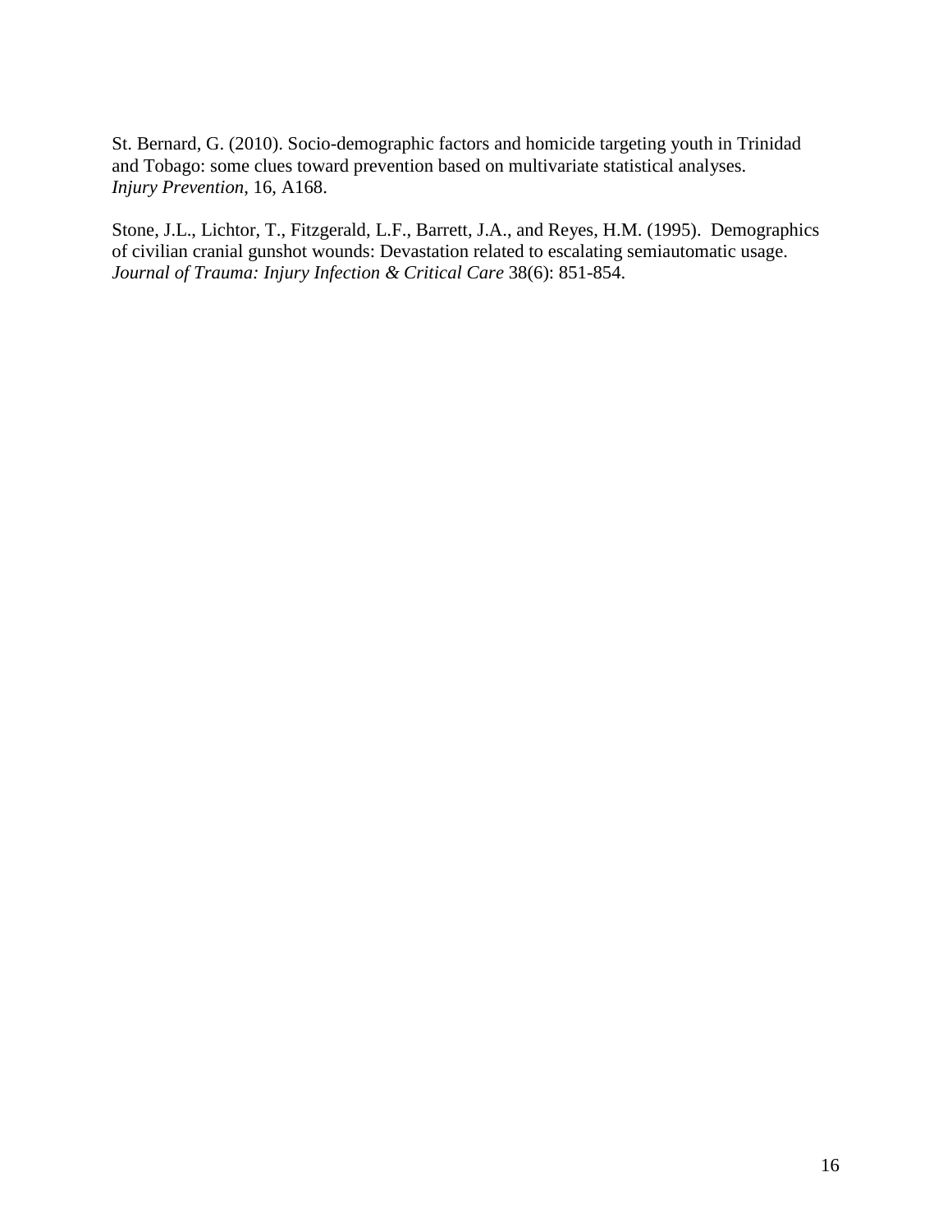St. Bernard, G. (2010). Socio-demographic factors and homicide targeting youth in Trinidad and Tobago: some clues toward prevention based on multivariate statistical analyses. *Injury Prevention*, 16, A168.

Stone, J.L., Lichtor, T., Fitzgerald, L.F., Barrett, J.A., and Reyes, H.M. (1995). Demographics of civilian cranial gunshot wounds: Devastation related to escalating semiautomatic usage. *Journal of Trauma: Injury Infection & Critical Care* 38(6): 851-854.